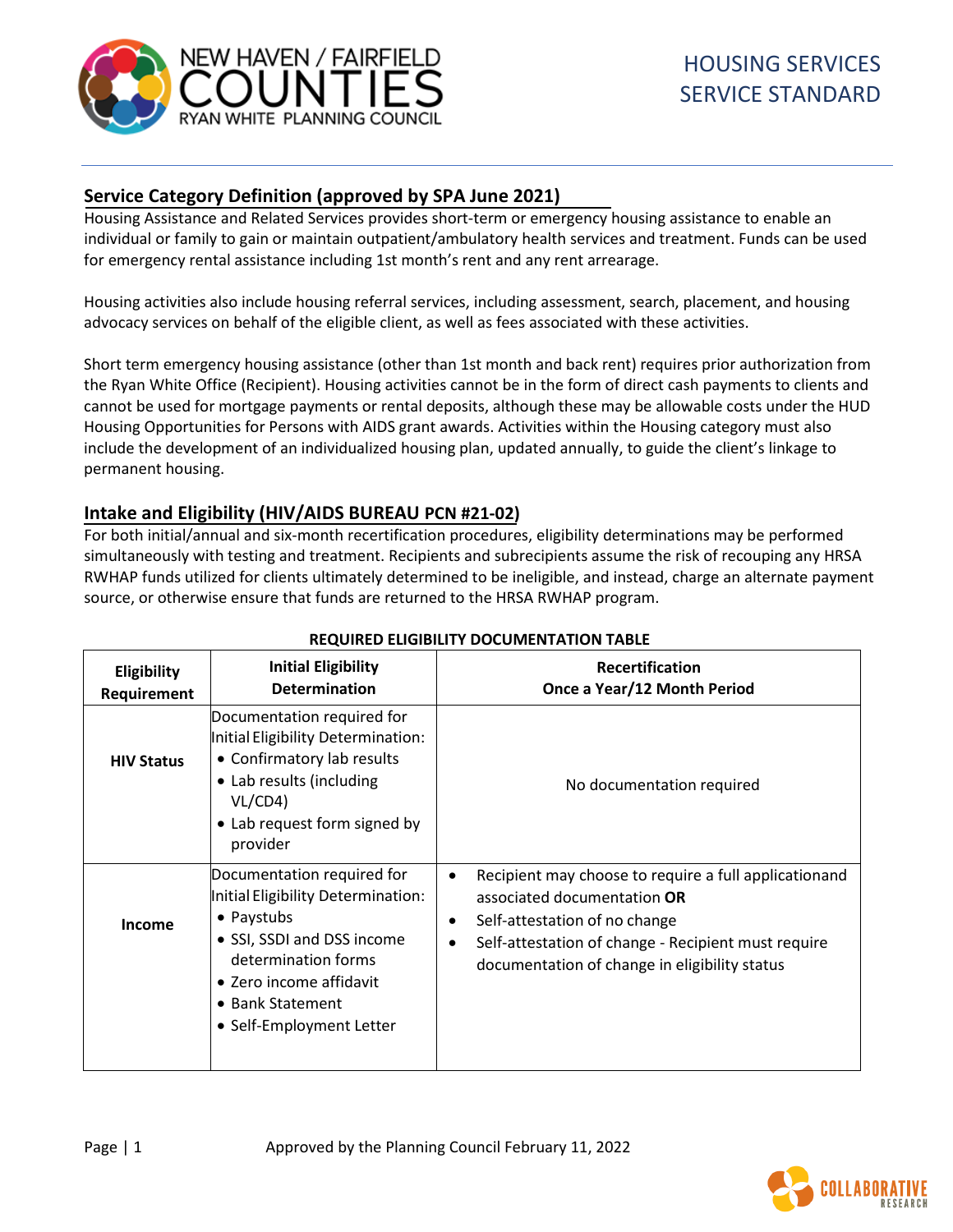# HOUSING SERVICES SERVICE STANDARD

NEW HAVEN / FAIRFIELD COUNTIES RYAN WHITE PLANNING COUNCIL

## Service Category Definition (approved by SPA June 2021)

Housing Assistance and Related Services provides short-term or emergency housing assistance to enable an individual or family to gain or maintain outpatient/ambulatory health services and treatment. Funds can be used for emergency rental assistance including 1st month's rent and any rent arrearage.

Housing activities also include housing referral services, including assessment, search, placement, and housing advocacy services on behalf of the eligible client, as well as fees associated with these activities.

Short term emergency housing assistance (other than 1st month and back rent) requires prior authorization from the Ryan White Office (Recipient). Housing activities cannot be in the form of direct cash payments to clients and cannot be used for mortgage payments or rental deposits, although these may be allowable costs under the HUD Housing Opportunities for Persons with AIDS grant awards. Activities within the Housing category must also include the development of an individualized housing plan, updated annually, to guide the client's linkage to permanent housing.

## Intake and Eligibility (HIV/AIDS BUREAU PCN #21-02)

For both initial/annual and six-month recertification procedures, eligibility determinations may be performed simultaneously with testing and treatment. Recipients and subrecipients assume the risk of recouping any HRSA RWHAP funds utilized for clients ultimately determined to be ineligible, and instead, charge an alternate payment source, or otherwise ensure that funds are returned to the HRSA RWHAP program.

**REQUIRED ELIGIBILITY DOCUMENTATION TABLE**

| Eligibility Requirement | Initial Eligibility Determination | Recertification Once a Year/12 Month Period |
|---|---|---|
| **HIV Status** | Documentation required for Initial Eligibility Determination:<br>• Confirmatory lab results<br>• Lab results (including VL/CD4)<br>• Lab request form signed by provider | No documentation required |
| **Income** | Documentation required for Initial Eligibility Determination:<br>• Paystubs<br>• SSI, SSDI and DSS income determination forms<br>• Zero income affidavit<br>• Bank Statement<br>• Self-Employment Letter | • Recipient may choose to require a full applicationand associated documentation **OR**<br>• Self-attestation of no change<br>• Self-attestation of change - Recipient must require documentation of change in eligibility status |

Approved by the Planning Council February 11, 2022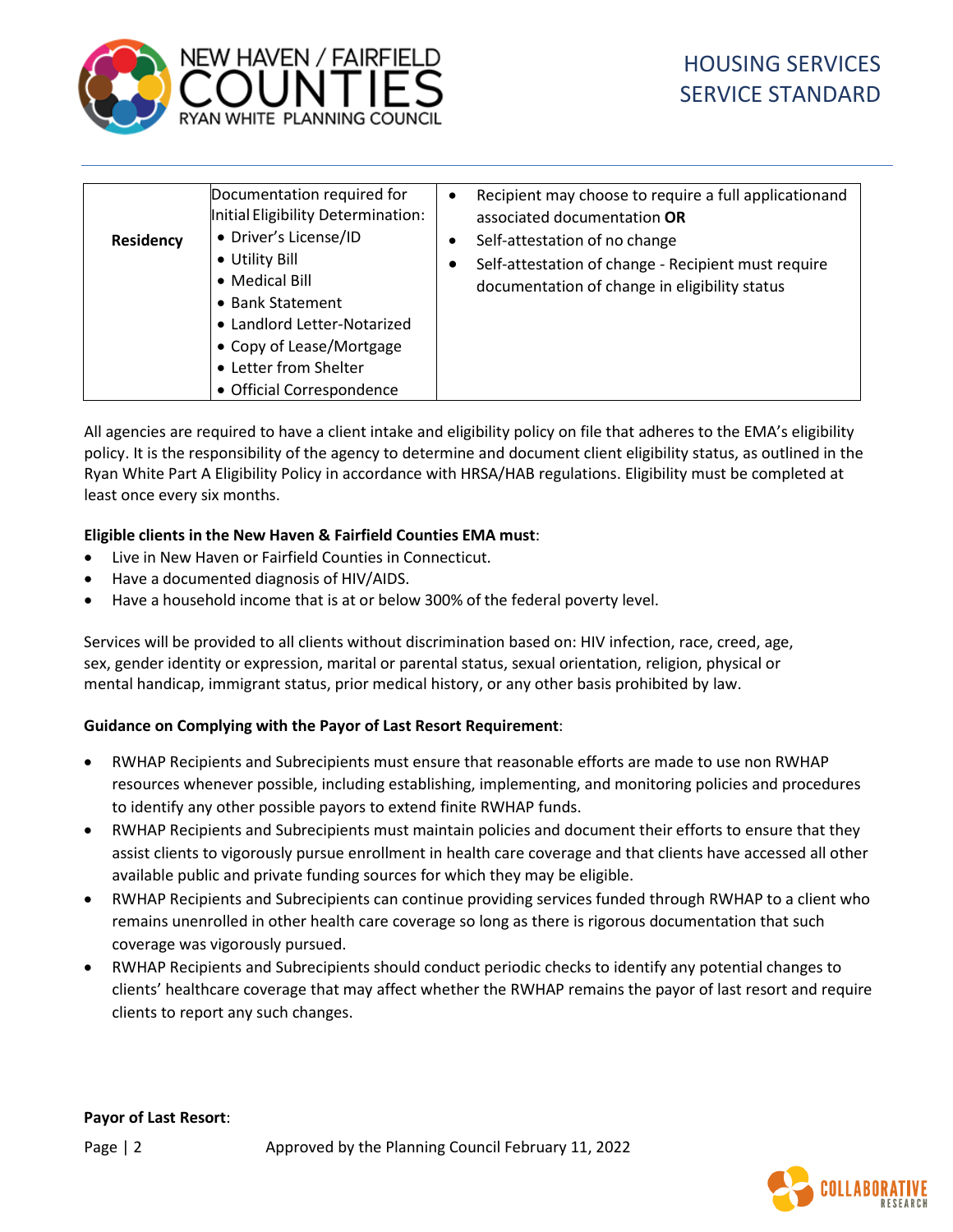| Residency | Documentation required for Initial Eligibility Determination: <br>• Driver's License/ID <br>• Utility Bill <br>• Medical Bill <br>• Bank Statement <br>• Landlord Letter-Notarized <br>• Copy of Lease/Mortgage <br>• Letter from Shelter <br>• Official Correspondence | • Recipient may choose to require a full applicationand associated documentation **OR** <br>• Self-attestation of no change <br>• Self-attestation of change - Recipient must require documentation of change in eligibility status |
|---|---|---|

All agencies are required to have a client intake and eligibility policy on file that adheres to the EMA's eligibility policy. It is the responsibility of the agency to determine and document client eligibility status, as outlined in the Ryan White Part A Eligibility Policy in accordance with HRSA/HAB regulations. Eligibility must be completed at least once every six months.

**Eligible clients in the New Haven & Fairfield Counties EMA must**:

- Live in New Haven or Fairfield Counties in Connecticut.
- Have a documented diagnosis of HIV/AIDS.
- Have a household income that is at or below 300% of the federal poverty level.

Services will be provided to all clients without discrimination based on: HIV infection, race, creed, age, sex, gender identity or expression, marital or parental status, sexual orientation, religion, physical or mental handicap, immigrant status, prior medical history, or any other basis prohibited by law.

**Guidance on Complying with the Payor of Last Resort Requirement**:

- RWHAP Recipients and Subrecipients must ensure that reasonable efforts are made to use non RWHAP resources whenever possible, including establishing, implementing, and monitoring policies and procedures to identify any other possible payors to extend finite RWHAP funds.
- RWHAP Recipients and Subrecipients must maintain policies and document their efforts to ensure that they assist clients to vigorously pursue enrollment in health care coverage and that clients have accessed all other available public and private funding sources for which they may be eligible.
- RWHAP Recipients and Subrecipients can continue providing services funded through RWHAP to a client who remains unenrolled in other health care coverage so long as there is rigorous documentation that such coverage was vigorously pursued.
- RWHAP Recipients and Subrecipients should conduct periodic checks to identify any potential changes to clients' healthcare coverage that may affect whether the RWHAP remains the payor of last resort and require clients to report any such changes.

**Payor of Last Resort**: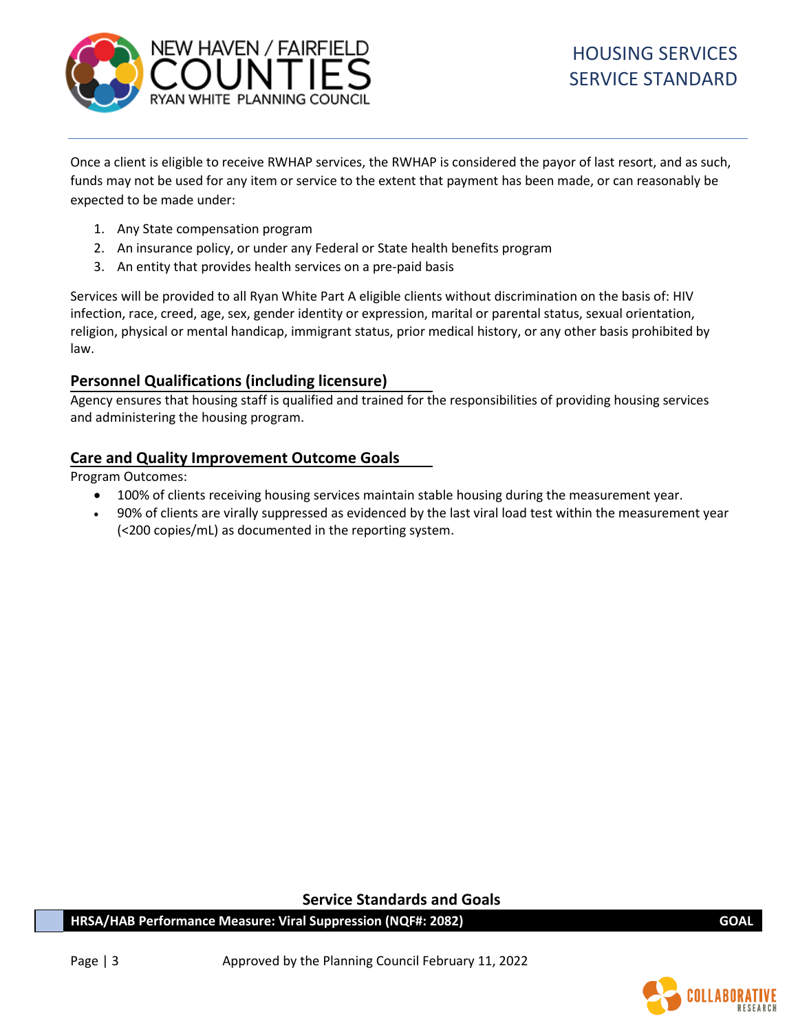Once a client is eligible to receive RWHAP services, the RWHAP is considered the payor of last resort, and as such, funds may not be used for any item or service to the extent that payment has been made, or can reasonably be expected to be made under:

1. Any State compensation program
2. An insurance policy, or under any Federal or State health benefits program
3. An entity that provides health services on a pre-paid basis

Services will be provided to all Ryan White Part A eligible clients without discrimination on the basis of: HIV infection, race, creed, age, sex, gender identity or expression, marital or parental status, sexual orientation, religion, physical or mental handicap, immigrant status, prior medical history, or any other basis prohibited by law.

## Personnel Qualifications (including licensure)

Agency ensures that housing staff is qualified and trained for the responsibilities of providing housing services and administering the housing program.

## Care and Quality Improvement Outcome Goals

Program Outcomes:

- 100% of clients receiving housing services maintain stable housing during the measurement year.
- 90% of clients are virally suppressed as evidenced by the last viral load test within the measurement year (<200 copies/mL) as documented in the reporting system.

## Service Standards and Goals

| HRSA/HAB Performance Measure: Viral Suppression (NQF#: 2082) | GOAL |
|---|---|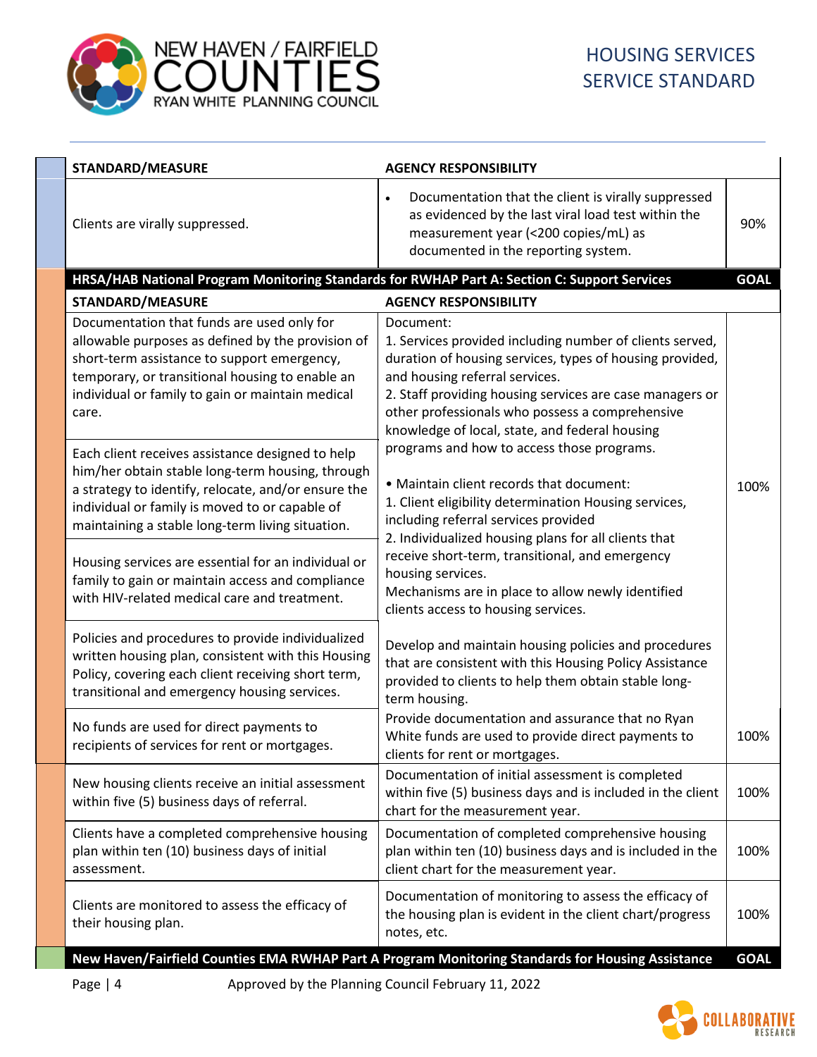| STANDARD/MEASURE | AGENCY RESPONSIBILITY | |
|---|---|---|
| Clients are virally suppressed. | • Documentation that the client is virally suppressed as evidenced by the last viral load test within the measurement year (<200 copies/mL) as documented in the reporting system. | 90% |

| HRSA/HAB National Program Monitoring Standards for RWHAP Part A: Section C: Support Services | | GOAL |
|---|---|---|
| **STANDARD/MEASURE** | **AGENCY RESPONSIBILITY** | |
| Documentation that funds are used only for allowable purposes as defined by the provision of short-term assistance to support emergency, temporary, or transitional housing to enable an individual or family to gain or maintain medical care. | Document:<br>1. Services provided including number of clients served, duration of housing services, types of housing provided, and housing referral services.<br>2. Staff providing housing services are case managers or other professionals who possess a comprehensive knowledge of local, state, and federal housing programs and how to access those programs.<br><br>• Maintain client records that document:<br>1. Client eligibility determination Housing services, including referral services provided<br>2. Individualized housing plans for all clients that receive short-term, transitional, and emergency housing services.<br>Mechanisms are in place to allow newly identified clients access to housing services. | 100% |
| Each client receives assistance designed to help him/her obtain stable long-term housing, through a strategy to identify, relocate, and/or ensure the individual or family is moved to or capable of maintaining a stable long-term living situation. | | |
| Housing services are essential for an individual or family to gain or maintain access and compliance with HIV-related medical care and treatment. | | |
| Policies and procedures to provide individualized written housing plan, consistent with this Housing Policy, covering each client receiving short term, transitional and emergency housing services. | Develop and maintain housing policies and procedures that are consistent with this Housing Policy Assistance provided to clients to help them obtain stable long-term housing. | |
| No funds are used for direct payments to recipients of services for rent or mortgages. | Provide documentation and assurance that no Ryan White funds are used to provide direct payments to clients for rent or mortgages. | 100% |
| New housing clients receive an initial assessment within five (5) business days of referral. | Documentation of initial assessment is completed within five (5) business days and is included in the client chart for the measurement year. | 100% |
| Clients have a completed comprehensive housing plan within ten (10) business days of initial assessment. | Documentation of completed comprehensive housing plan within ten (10) business days and is included in the client chart for the measurement year. | 100% |
| Clients are monitored to assess the efficacy of their housing plan. | Documentation of monitoring to assess the efficacy of the housing plan is evident in the client chart/progress notes, etc. | 100% |

| New Haven/Fairfield Counties EMA RWHAP Part A Program Monitoring Standards for Housing Assistance | GOAL |
|---|---|

Approved by the Planning Council February 11, 2022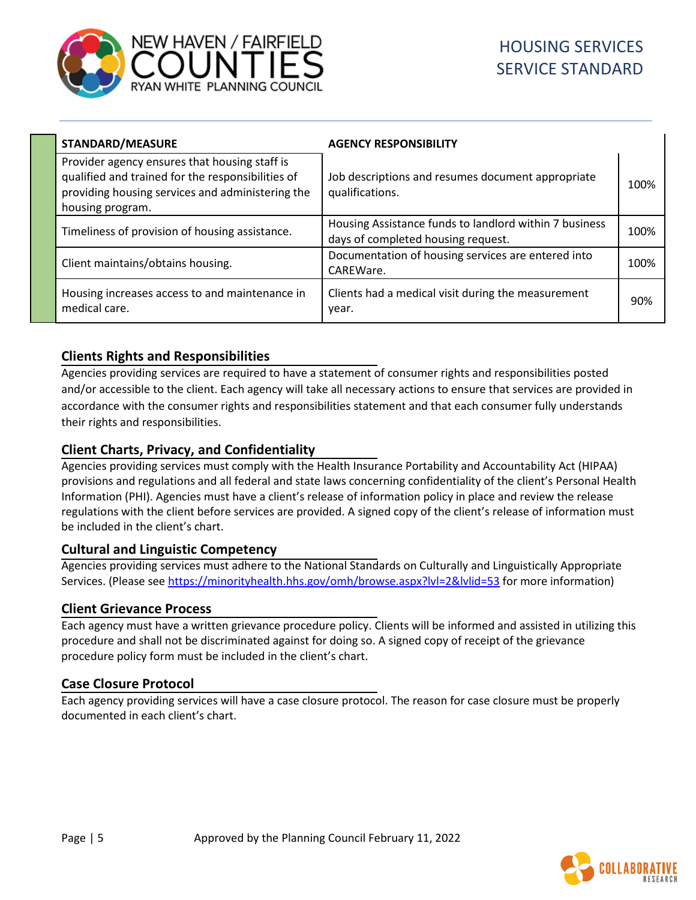| STANDARD/MEASURE | AGENCY RESPONSIBILITY | |
|---|---|---|
| Provider agency ensures that housing staff is qualified and trained for the responsibilities of providing housing services and administering the housing program. | Job descriptions and resumes document appropriate qualifications. | 100% |
| Timeliness of provision of housing assistance. | Housing Assistance funds to landlord within 7 business days of completed housing request. | 100% |
| Client maintains/obtains housing. | Documentation of housing services are entered into CAREWare. | 100% |
| Housing increases access to and maintenance in medical care. | Clients had a medical visit during the measurement year. | 90% |

## Clients Rights and Responsibilities

Agencies providing services are required to have a statement of consumer rights and responsibilities posted and/or accessible to the client. Each agency will take all necessary actions to ensure that services are provided in accordance with the consumer rights and responsibilities statement and that each consumer fully understands their rights and responsibilities.

## Client Charts, Privacy, and Confidentiality

Agencies providing services must comply with the Health Insurance Portability and Accountability Act (HIPAA) provisions and regulations and all federal and state laws concerning confidentiality of the client's Personal Health Information (PHI). Agencies must have a client's release of information policy in place and review the release regulations with the client before services are provided. A signed copy of the client's release of information must be included in the client's chart.

## Cultural and Linguistic Competency

Agencies providing services must adhere to the National Standards on Culturally and Linguistically Appropriate Services. (Please see https://minorityhealth.hhs.gov/omh/browse.aspx?lvl=2&lvlid=53 for more information)

## Client Grievance Process

Each agency must have a written grievance procedure policy. Clients will be informed and assisted in utilizing this procedure and shall not be discriminated against for doing so. A signed copy of receipt of the grievance procedure policy form must be included in the client's chart.

## Case Closure Protocol

Each agency providing services will have a case closure protocol. The reason for case closure must be properly documented in each client's chart.

Approved by the Planning Council February 11, 2022